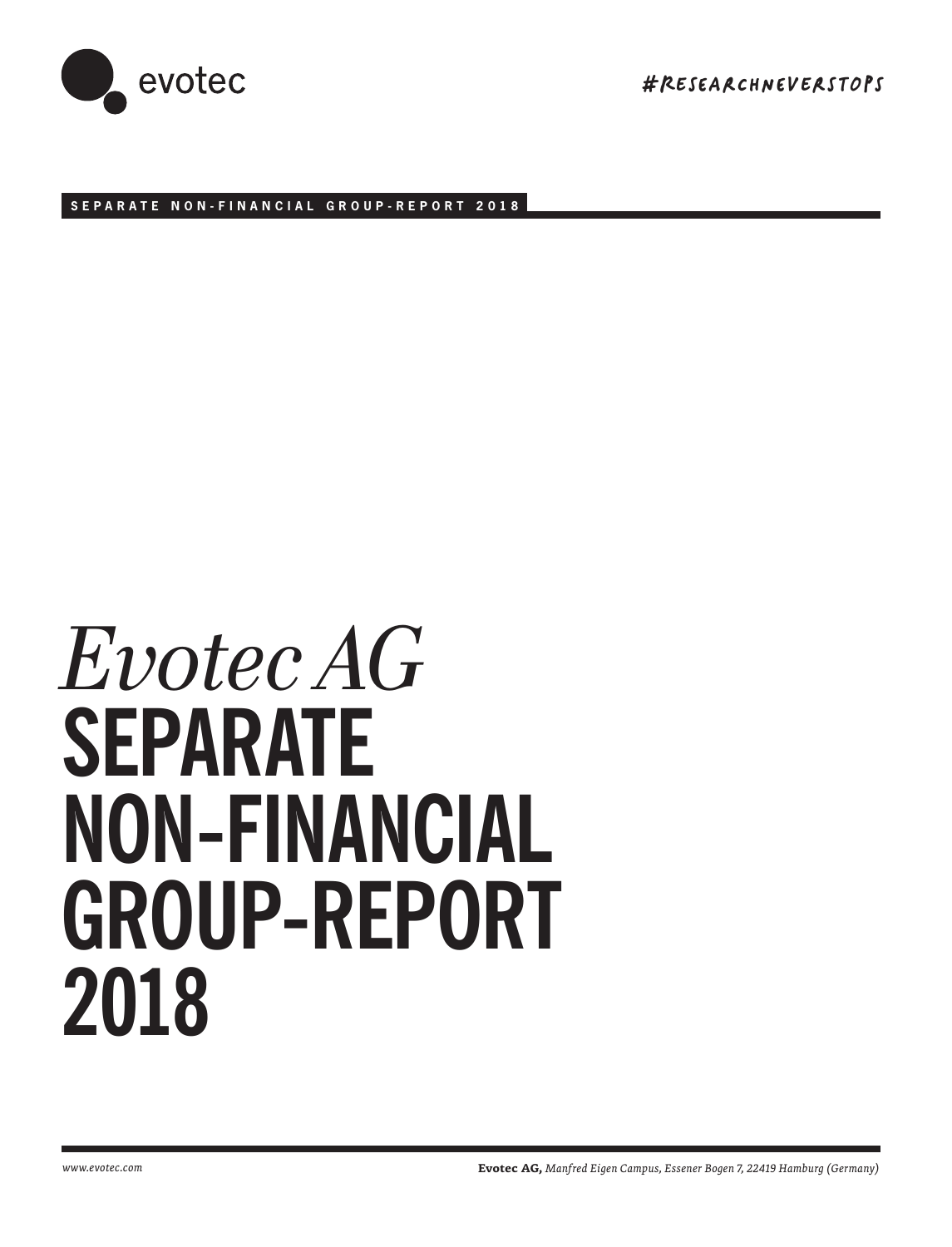evotec

#RESEARCHNEVERSTOPS

SEPARATE NON-FINANCIAL GROUP-REPORT 2018

# *Evotec AG* SEPARATE NON-FINANCIAL GROUP-REPORT 2018

*www.evotec.com*

**Evotec AG,** *Manfred Eigen Campus, Essener Bogen 7, 22419 Hamburg (Germany)*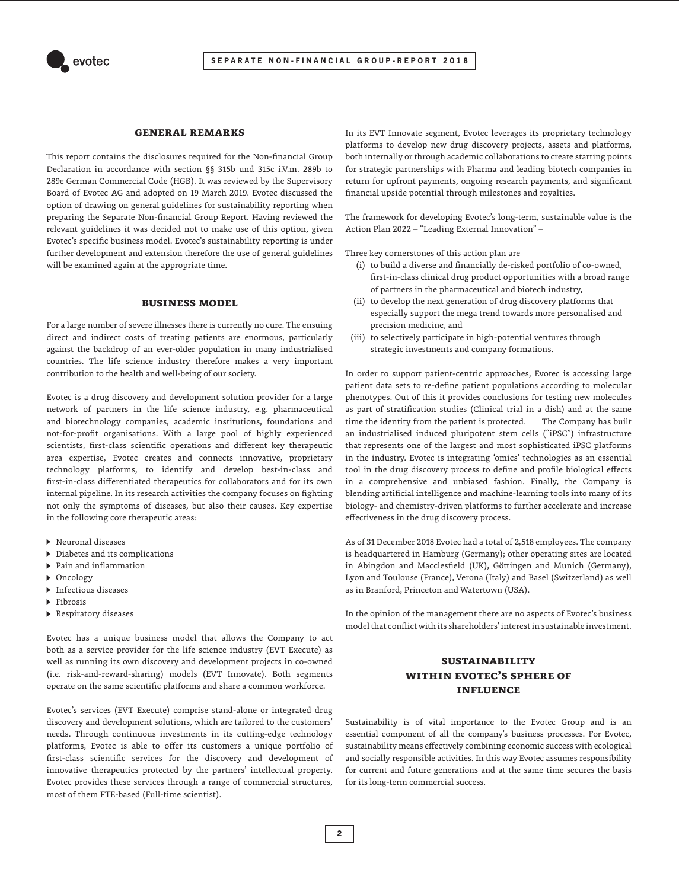## GENERAL REMARKS

This report contains the disclosures required for the Non-financial Group Declaration in accordance with section §§ 315b und 315c i.V.m. 289b to 289e German Commercial Code (HGB). It was reviewed by the Supervisory Board of Evotec AG and adopted on 19 March 2019. Evotec discussed the option of drawing on general guidelines for sustainability reporting when preparing the Separate Non-financial Group Report. Having reviewed the relevant guidelines it was decided not to make use of this option, given Evotec's specific business model. Evotec's sustainability reporting is under further development and extension therefore the use of general guidelines will be examined again at the appropriate time.

## BUSINESS MODEL

For a large number of severe illnesses there is currently no cure. The ensuing direct and indirect costs of treating patients are enormous, particularly against the backdrop of an ever-older population in many industrialised countries. The life science industry therefore makes a very important contribution to the health and well-being of our society.

Evotec is a drug discovery and development solution provider for a large network of partners in the life science industry, e.g. pharmaceutical and biotechnology companies, academic institutions, foundations and not-for-profit organisations. With a large pool of highly experienced scientists, first-class scientific operations and different key therapeutic area expertise, Evotec creates and connects innovative, proprietary technology platforms, to identify and develop best-in-class and first-in-class differentiated therapeutics for collaborators and for its own internal pipeline. In its research activities the company focuses on fighting not only the symptoms of diseases, but also their causes. Key expertise in the following core therapeutic areas:

- Neuronal diseases
- Diabetes and its complications
- Pain and inflammation
- Oncology
- Infectious diseases
- Fibrosis
- Respiratory diseases

Evotec has a unique business model that allows the Company to act both as a service provider for the life science industry (EVT Execute) as well as running its own discovery and development projects in co-owned (i.e. risk-and-reward-sharing) models (EVT Innovate). Both segments operate on the same scientific platforms and share a common workforce.

Evotec's services (EVT Execute) comprise stand-alone or integrated drug discovery and development solutions, which are tailored to the customers' needs. Through continuous investments in its cutting-edge technology platforms, Evotec is able to offer its customers a unique portfolio of first-class scientific services for the discovery and development of innovative therapeutics protected by the partners' intellectual property. Evotec provides these services through a range of commercial structures, most of them FTE-based (Full-time scientist).

In its EVT Innovate segment, Evotec leverages its proprietary technology platforms to develop new drug discovery projects, assets and platforms, both internally or through academic collaborations to create starting points for strategic partnerships with Pharma and leading biotech companies in return for upfront payments, ongoing research payments, and significant financial upside potential through milestones and royalties.

The framework for developing Evotec's long-term, sustainable value is the Action Plan 2022 – "Leading External Innovation" –

Three key cornerstones of this action plan are

(i) to build a diverse and financially de-risked portfolio of co-owned, first-in-class clinical drug product opportunities with a broad range of partners in the pharmaceutical and biotech industry,

(ii) to develop the next generation of drug discovery platforms that especially support the mega trend towards more personalised and precision medicine, and

(iii) to selectively participate in high-potential ventures through strategic investments and company formations.

In order to support patient-centric approaches, Evotec is accessing large patient data sets to re-define patient populations according to molecular phenotypes. Out of this it provides conclusions for testing new molecules as part of stratification studies (Clinical trial in a dish) and at the same time the identity from the patient is protected. The Company has built an industrialised induced pluripotent stem cells ("iPSC") infrastructure that represents one of the largest and most sophisticated iPSC platforms in the industry. Evotec is integrating 'omics' technologies as an essential tool in the drug discovery process to define and profile biological effects in a comprehensive and unbiased fashion. Finally, the Company is blending artificial intelligence and machine-learning tools into many of its biology- and chemistry-driven platforms to further accelerate and increase effectiveness in the drug discovery process.

As of 31 December 2018 Evotec had a total of 2,518 employees. The company is headquartered in Hamburg (Germany); other operating sites are located in Abingdon and Macclesfield (UK), Göttingen and Munich (Germany), Lyon and Toulouse (France), Verona (Italy) and Basel (Switzerland) as well as in Branford, Princeton and Watertown (USA).

In the opinion of the management there are no aspects of Evotec's business model that conflict with its shareholders' interest in sustainable investment.

## SUSTAINABILITY WITHIN EVOTEC'S SPHERE OF INFLUENCE

Sustainability is of vital importance to the Evotec Group and is an essential component of all the company's business processes. For Evotec, sustainability means effectively combining economic success with ecological and socially responsible activities. In this way Evotec assumes responsibility for current and future generations and at the same time secures the basis for its long-term commercial success.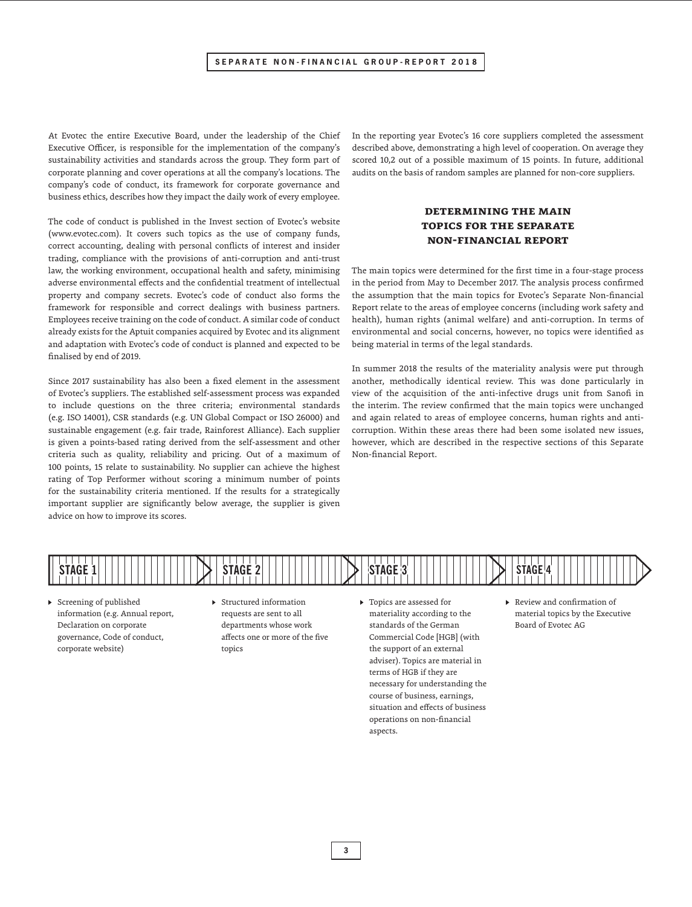At Evotec the entire Executive Board, under the leadership of the Chief Executive Officer, is responsible for the implementation of the company's sustainability activities and standards across the group. They form part of corporate planning and cover operations at all the company's locations. The company's code of conduct, its framework for corporate governance and business ethics, describes how they impact the daily work of every employee.

The code of conduct is published in the Invest section of Evotec's website (www.evotec.com). It covers such topics as the use of company funds, correct accounting, dealing with personal conflicts of interest and insider trading, compliance with the provisions of anti-corruption and anti-trust law, the working environment, occupational health and safety, minimising adverse environmental effects and the confidential treatment of intellectual property and company secrets. Evotec's code of conduct also forms the framework for responsible and correct dealings with business partners. Employees receive training on the code of conduct. A similar code of conduct already exists for the Aptuit companies acquired by Evotec and its alignment and adaptation with Evotec's code of conduct is planned and expected to be finalised by end of 2019.

Since 2017 sustainability has also been a fixed element in the assessment of Evotec's suppliers. The established self-assessment process was expanded to include questions on the three criteria; environmental standards (e.g. ISO 14001), CSR standards (e.g. UN Global Compact or ISO 26000) and sustainable engagement (e.g. fair trade, Rainforest Alliance). Each supplier is given a points-based rating derived from the self-assessment and other criteria such as quality, reliability and pricing. Out of a maximum of 100 points, 15 relate to sustainability. No supplier can achieve the highest rating of Top Performer without scoring a minimum number of points for the sustainability criteria mentioned. If the results for a strategically important supplier are significantly below average, the supplier is given advice on how to improve its scores.

In the reporting year Evotec's 16 core suppliers completed the assessment described above, demonstrating a high level of cooperation. On average they scored 10,2 out of a possible maximum of 15 points. In future, additional audits on the basis of random samples are planned for non-core suppliers.

## DETERMINING THE MAIN TOPICS FOR THE SEPARATE NON-FINANCIAL REPORT

The main topics were determined for the first time in a four-stage process in the period from May to December 2017. The analysis process confirmed the assumption that the main topics for Evotec's Separate Non-financial Report relate to the areas of employee concerns (including work safety and health), human rights (animal welfare) and anti-corruption. In terms of environmental and social concerns, however, no topics were identified as being material in terms of the legal standards.

In summer 2018 the results of the materiality analysis were put through another, methodically identical review. This was done particularly in view of the acquisition of the anti-infective drugs unit from Sanofi in the interim. The review confirmed that the main topics were unchanged and again related to areas of employee concerns, human rights and anti-corruption. Within these areas there had been some isolated new issues, however, which are described in the respective sections of this Separate Non-financial Report.

**STAGE 1**

- Screening of published information (e.g. Annual report, Declaration on corporate governance, Code of conduct, corporate website)

**STAGE 2**

- Structured information requests are sent to all departments whose work affects one or more of the five topics

**STAGE 3**

- Topics are assessed for materiality according to the standards of the German Commercial Code [HGB] (with the support of an external adviser). Topics are material in terms of HGB if they are necessary for understanding the course of business, earnings, situation and effects of business operations on non-financial aspects.

**STAGE 4**

- Review and confirmation of material topics by the Executive Board of Evotec AG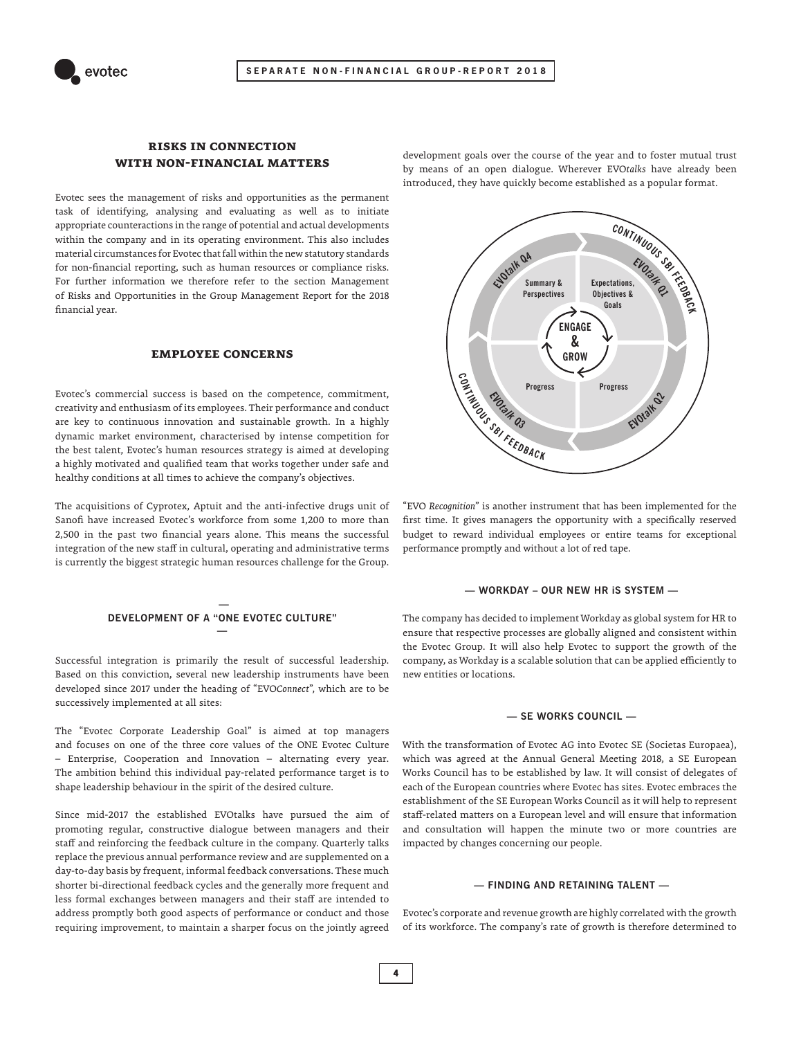## RISKS IN CONNECTION WITH NON-FINANCIAL MATTERS

Evotec sees the management of risks and opportunities as the permanent task of identifying, analysing and evaluating as well as to initiate appropriate counteractions in the range of potential and actual developments within the company and in its operating environment. This also includes material circumstances for Evotec that fall within the new statutory standards for non-financial reporting, such as human resources or compliance risks. For further information we therefore refer to the section Management of Risks and Opportunities in the Group Management Report for the 2018 financial year.

## EMPLOYEE CONCERNS

Evotec's commercial success is based on the competence, commitment, creativity and enthusiasm of its employees. Their performance and conduct are key to continuous innovation and sustainable growth. In a highly dynamic market environment, characterised by intense competition for the best talent, Evotec's human resources strategy is aimed at developing a highly motivated and qualified team that works together under safe and healthy conditions at all times to achieve the company's objectives.

The acquisitions of Cyprotex, Aptuit and the anti-infective drugs unit of Sanofi have increased Evotec's workforce from some 1,200 to more than 2,500 in the past two financial years alone. This means the successful integration of the new staff in cultural, operating and administrative terms is currently the biggest strategic human resources challenge for the Group.

### DEVELOPMENT OF A "ONE EVOTEC CULTURE"

Successful integration is primarily the result of successful leadership. Based on this conviction, several new leadership instruments have been developed since 2017 under the heading of "EVO*Connect*", which are to be successively implemented at all sites:

The "Evotec Corporate Leadership Goal" is aimed at top managers and focuses on one of the three core values of the ONE Evotec Culture – Enterprise, Cooperation and Innovation – alternating every year. The ambition behind this individual pay-related performance target is to shape leadership behaviour in the spirit of the desired culture.

Since mid-2017 the established EVOtalks have pursued the aim of promoting regular, constructive dialogue between managers and their staff and reinforcing the feedback culture in the company. Quarterly talks replace the previous annual performance review and are supplemented on a day-to-day basis by frequent, informal feedback conversations. These much shorter bi-directional feedback cycles and the generally more frequent and less formal exchanges between managers and their staff are intended to address promptly both good aspects of performance or conduct and those requiring improvement, to maintain a sharper focus on the jointly agreed development goals over the course of the year and to foster mutual trust by means of an open dialogue. Wherever EVO*talks* have already been introduced, they have quickly become established as a popular format.

"EVO *Recognition*" is another instrument that has been implemented for the first time. It gives managers the opportunity with a specifically reserved budget to reward individual employees or entire teams for exceptional performance promptly and without a lot of red tape.

### — WORKDAY – OUR NEW HR iS SYSTEM —

The company has decided to implement Workday as global system for HR to ensure that respective processes are globally aligned and consistent within the Evotec Group. It will also help Evotec to support the growth of the company, as Workday is a scalable solution that can be applied efficiently to new entities or locations.

### — SE WORKS COUNCIL —

With the transformation of Evotec AG into Evotec SE (Societas Europaea), which was agreed at the Annual General Meeting 2018, a SE European Works Council has to be established by law. It will consist of delegates of each of the European countries where Evotec has sites. Evotec embraces the establishment of the SE European Works Council as it will help to represent staff-related matters on a European level and will ensure that information and consultation will happen the minute two or more countries are impacted by changes concerning our people.

### — FINDING AND RETAINING TALENT —

Evotec's corporate and revenue growth are highly correlated with the growth of its workforce. The company's rate of growth is therefore determined to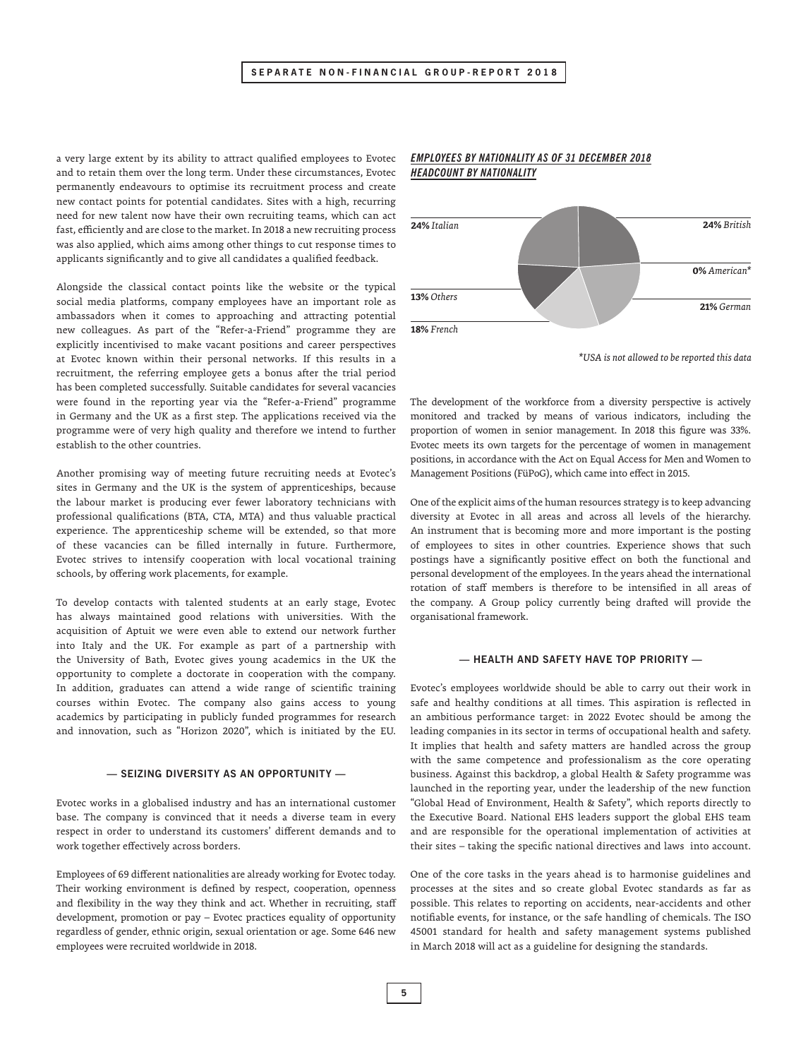a very large extent by its ability to attract qualified employees to Evotec and to retain them over the long term. Under these circumstances, Evotec permanently endeavours to optimise its recruitment process and create new contact points for potential candidates. Sites with a high, recurring need for new talent now have their own recruiting teams, which can act fast, efficiently and are close to the market. In 2018 a new recruiting process was also applied, which aims among other things to cut response times to applicants significantly and to give all candidates a qualified feedback.

Alongside the classical contact points like the website or the typical social media platforms, company employees have an important role as ambassadors when it comes to approaching and attracting potential new colleagues. As part of the "Refer-a-Friend" programme they are explicitly incentivised to make vacant positions and career perspectives at Evotec known within their personal networks. If this results in a recruitment, the referring employee gets a bonus after the trial period has been completed successfully. Suitable candidates for several vacancies were found in the reporting year via the "Refer-a-Friend" programme in Germany and the UK as a first step. The applications received via the programme were of very high quality and therefore we intend to further establish to the other countries.

Another promising way of meeting future recruiting needs at Evotec's sites in Germany and the UK is the system of apprenticeships, because the labour market is producing ever fewer laboratory technicians with professional qualifications (BTA, CTA, MTA) and thus valuable practical experience. The apprenticeship scheme will be extended, so that more of these vacancies can be filled internally in future. Furthermore, Evotec strives to intensify cooperation with local vocational training schools, by offering work placements, for example.

To develop contacts with talented students at an early stage, Evotec has always maintained good relations with universities. With the acquisition of Aptuit we were even able to extend our network further into Italy and the UK. For example as part of a partnership with the University of Bath, Evotec gives young academics in the UK the opportunity to complete a doctorate in cooperation with the company. In addition, graduates can attend a wide range of scientific training courses within Evotec. The company also gains access to young academics by participating in publicly funded programmes for research and innovation, such as "Horizon 2020", which is initiated by the EU.

## — SEIZING DIVERSITY AS AN OPPORTUNITY —

Evotec works in a globalised industry and has an international customer base. The company is convinced that it needs a diverse team in every respect in order to understand its customers' different demands and to work together effectively across borders.

Employees of 69 different nationalities are already working for Evotec today. Their working environment is defined by respect, cooperation, openness and flexibility in the way they think and act. Whether in recruiting, staff development, promotion or pay – Evotec practices equality of opportunity regardless of gender, ethnic origin, sexual orientation or age. Some 646 new employees were recruited worldwide in 2018.

***EMPLOYEES BY NATIONALITY AS OF 31 DECEMBER 2018***
***HEADCOUNT BY NATIONALITY***

| Nationality | Share |
|---|---|
| *Italian* | 24% |
| *British* | 24% |
| *American** | 0% |
| *German* | 21% |
| *French* | 18% |
| *Others* | 13% |

*\*USA is not allowed to be reported this data*

The development of the workforce from a diversity perspective is actively monitored and tracked by means of various indicators, including the proportion of women in senior management. In 2018 this figure was 33%. Evotec meets its own targets for the percentage of women in management positions, in accordance with the Act on Equal Access for Men and Women to Management Positions (FüPoG), which came into effect in 2015.

One of the explicit aims of the human resources strategy is to keep advancing diversity at Evotec in all areas and across all levels of the hierarchy. An instrument that is becoming more and more important is the posting of employees to sites in other countries. Experience shows that such postings have a significantly positive effect on both the functional and personal development of the employees. In the years ahead the international rotation of staff members is therefore to be intensified in all areas of the company. A Group policy currently being drafted will provide the organisational framework.

## — HEALTH AND SAFETY HAVE TOP PRIORITY —

Evotec's employees worldwide should be able to carry out their work in safe and healthy conditions at all times. This aspiration is reflected in an ambitious performance target: in 2022 Evotec should be among the leading companies in its sector in terms of occupational health and safety. It implies that health and safety matters are handled across the group with the same competence and professionalism as the core operating business. Against this backdrop, a global Health & Safety programme was launched in the reporting year, under the leadership of the new function "Global Head of Environment, Health & Safety", which reports directly to the Executive Board. National EHS leaders support the global EHS team and are responsible for the operational implementation of activities at their sites – taking the specific national directives and laws into account.

One of the core tasks in the years ahead is to harmonise guidelines and processes at the sites and so create global Evotec standards as far as possible. This relates to reporting on accidents, near-accidents and other notifiable events, for instance, or the safe handling of chemicals. The ISO 45001 standard for health and safety management systems published in March 2018 will act as a guideline for designing the standards.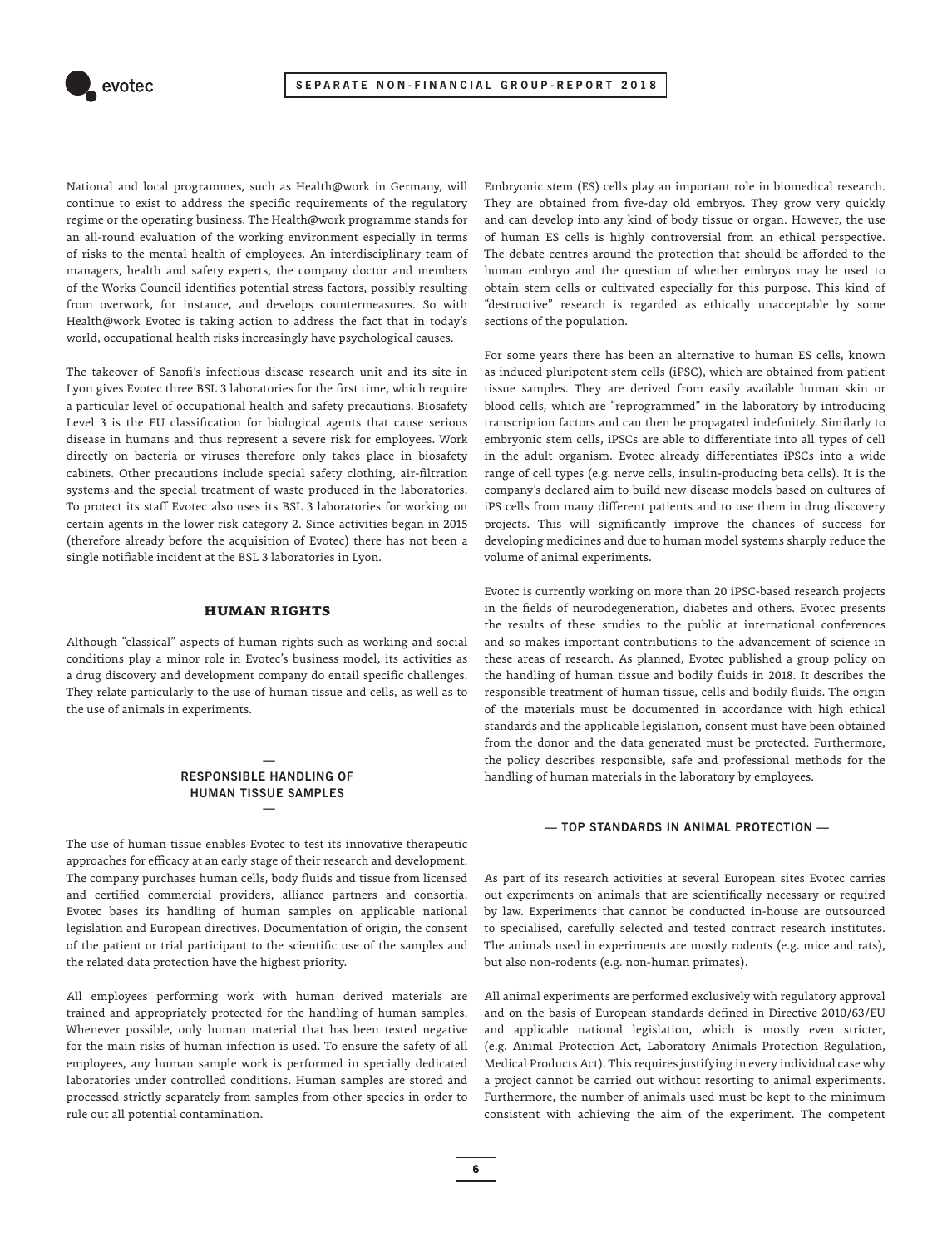National and local programmes, such as Health@work in Germany, will continue to exist to address the specific requirements of the regulatory regime or the operating business. The Health@work programme stands for an all-round evaluation of the working environment especially in terms of risks to the mental health of employees. An interdisciplinary team of managers, health and safety experts, the company doctor and members of the Works Council identifies potential stress factors, possibly resulting from overwork, for instance, and develops countermeasures. So with Health@work Evotec is taking action to address the fact that in today's world, occupational health risks increasingly have psychological causes.

The takeover of Sanofi's infectious disease research unit and its site in Lyon gives Evotec three BSL 3 laboratories for the first time, which require a particular level of occupational health and safety precautions. Biosafety Level 3 is the EU classification for biological agents that cause serious disease in humans and thus represent a severe risk for employees. Work directly on bacteria or viruses therefore only takes place in biosafety cabinets. Other precautions include special safety clothing, air-filtration systems and the special treatment of waste produced in the laboratories. To protect its staff Evotec also uses its BSL 3 laboratories for working on certain agents in the lower risk category 2. Since activities began in 2015 (therefore already before the acquisition of Evotec) there has not been a single notifiable incident at the BSL 3 laboratories in Lyon.

## HUMAN RIGHTS

Although "classical" aspects of human rights such as working and social conditions play a minor role in Evotec's business model, its activities as a drug discovery and development company do entail specific challenges. They relate particularly to the use of human tissue and cells, as well as to the use of animals in experiments.

### RESPONSIBLE HANDLING OF HUMAN TISSUE SAMPLES

The use of human tissue enables Evotec to test its innovative therapeutic approaches for efficacy at an early stage of their research and development. The company purchases human cells, body fluids and tissue from licensed and certified commercial providers, alliance partners and consortia. Evotec bases its handling of human samples on applicable national legislation and European directives. Documentation of origin, the consent of the patient or trial participant to the scientific use of the samples and the related data protection have the highest priority.

All employees performing work with human derived materials are trained and appropriately protected for the handling of human samples. Whenever possible, only human material that has been tested negative for the main risks of human infection is used. To ensure the safety of all employees, any human sample work is performed in specially dedicated laboratories under controlled conditions. Human samples are stored and processed strictly separately from samples from other species in order to rule out all potential contamination.

Embryonic stem (ES) cells play an important role in biomedical research. They are obtained from five-day old embryos. They grow very quickly and can develop into any kind of body tissue or organ. However, the use of human ES cells is highly controversial from an ethical perspective. The debate centres around the protection that should be afforded to the human embryo and the question of whether embryos may be used to obtain stem cells or cultivated especially for this purpose. This kind of "destructive" research is regarded as ethically unacceptable by some sections of the population.

For some years there has been an alternative to human ES cells, known as induced pluripotent stem cells (iPSC), which are obtained from patient tissue samples. They are derived from easily available human skin or blood cells, which are "reprogrammed" in the laboratory by introducing transcription factors and can then be propagated indefinitely. Similarly to embryonic stem cells, iPSCs are able to differentiate into all types of cell in the adult organism. Evotec already differentiates iPSCs into a wide range of cell types (e.g. nerve cells, insulin-producing beta cells). It is the company's declared aim to build new disease models based on cultures of iPS cells from many different patients and to use them in drug discovery projects. This will significantly improve the chances of success for developing medicines and due to human model systems sharply reduce the volume of animal experiments.

Evotec is currently working on more than 20 iPSC-based research projects in the fields of neurodegeneration, diabetes and others. Evotec presents the results of these studies to the public at international conferences and so makes important contributions to the advancement of science in these areas of research. As planned, Evotec published a group policy on the handling of human tissue and bodily fluids in 2018. It describes the responsible treatment of human tissue, cells and bodily fluids. The origin of the materials must be documented in accordance with high ethical standards and the applicable legislation, consent must have been obtained from the donor and the data generated must be protected. Furthermore, the policy describes responsible, safe and professional methods for the handling of human materials in the laboratory by employees.

### TOP STANDARDS IN ANIMAL PROTECTION

As part of its research activities at several European sites Evotec carries out experiments on animals that are scientifically necessary or required by law. Experiments that cannot be conducted in-house are outsourced to specialised, carefully selected and tested contract research institutes. The animals used in experiments are mostly rodents (e.g. mice and rats), but also non-rodents (e.g. non-human primates).

All animal experiments are performed exclusively with regulatory approval and on the basis of European standards defined in Directive 2010/63/EU and applicable national legislation, which is mostly even stricter, (e.g. Animal Protection Act, Laboratory Animals Protection Regulation, Medical Products Act). This requires justifying in every individual case why a project cannot be carried out without resorting to animal experiments. Furthermore, the number of animals used must be kept to the minimum consistent with achieving the aim of the experiment. The competent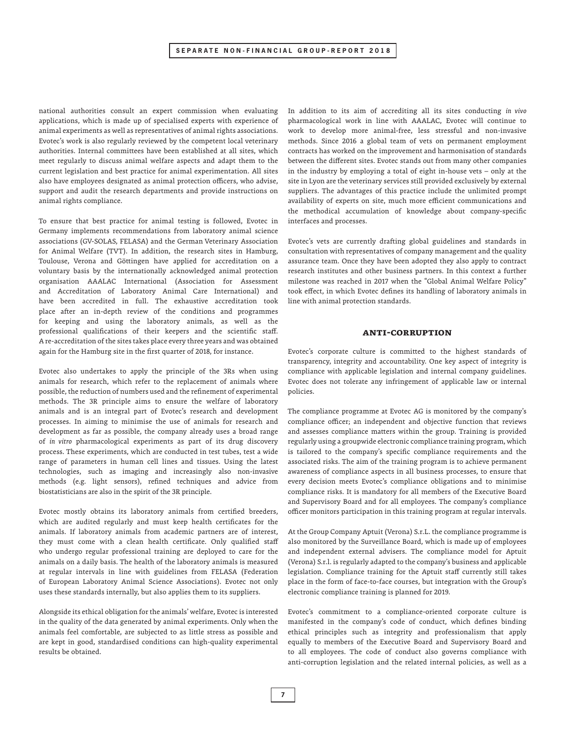national authorities consult an expert commission when evaluating applications, which is made up of specialised experts with experience of animal experiments as well as representatives of animal rights associations. Evotec's work is also regularly reviewed by the competent local veterinary authorities. Internal committees have been established at all sites, which meet regularly to discuss animal welfare aspects and adapt them to the current legislation and best practice for animal experimentation. All sites also have employees designated as animal protection officers, who advise, support and audit the research departments and provide instructions on animal rights compliance.

To ensure that best practice for animal testing is followed, Evotec in Germany implements recommendations from laboratory animal science associations (GV-SOLAS, FELASA) and the German Veterinary Association for Animal Welfare (TVT). In addition, the research sites in Hamburg, Toulouse, Verona and Göttingen have applied for accreditation on a voluntary basis by the internationally acknowledged animal protection organisation AAALAC International (Association for Assessment and Accreditation of Laboratory Animal Care International) and have been accredited in full. The exhaustive accreditation took place after an in-depth review of the conditions and programmes for keeping and using the laboratory animals, as well as the professional qualifications of their keepers and the scientific staff. A re-accreditation of the sites takes place every three years and was obtained again for the Hamburg site in the first quarter of 2018, for instance.

Evotec also undertakes to apply the principle of the 3Rs when using animals for research, which refer to the replacement of animals where possible, the reduction of numbers used and the refinement of experimental methods. The 3R principle aims to ensure the welfare of laboratory animals and is an integral part of Evotec's research and development processes. In aiming to minimise the use of animals for research and development as far as possible, the company already uses a broad range of *in vitro* pharmacological experiments as part of its drug discovery process. These experiments, which are conducted in test tubes, test a wide range of parameters in human cell lines and tissues. Using the latest technologies, such as imaging and increasingly also non-invasive methods (e.g. light sensors), refined techniques and advice from biostatisticians are also in the spirit of the 3R principle.

Evotec mostly obtains its laboratory animals from certified breeders, which are audited regularly and must keep health certificates for the animals. If laboratory animals from academic partners are of interest, they must come with a clean health certificate. Only qualified staff who undergo regular professional training are deployed to care for the animals on a daily basis. The health of the laboratory animals is measured at regular intervals in line with guidelines from FELASA (Federation of European Laboratory Animal Science Associations). Evotec not only uses these standards internally, but also applies them to its suppliers.

Alongside its ethical obligation for the animals' welfare, Evotec is interested in the quality of the data generated by animal experiments. Only when the animals feel comfortable, are subjected to as little stress as possible and are kept in good, standardised conditions can high-quality experimental results be obtained.

In addition to its aim of accrediting all its sites conducting *in vivo* pharmacological work in line with AAALAC, Evotec will continue to work to develop more animal-free, less stressful and non-invasive methods. Since 2016 a global team of vets on permanent employment contracts has worked on the improvement and harmonisation of standards between the different sites. Evotec stands out from many other companies in the industry by employing a total of eight in-house vets – only at the site in Lyon are the veterinary services still provided exclusively by external suppliers. The advantages of this practice include the unlimited prompt availability of experts on site, much more efficient communications and the methodical accumulation of knowledge about company-specific interfaces and processes.

Evotec's vets are currently drafting global guidelines and standards in consultation with representatives of company management and the quality assurance team. Once they have been adopted they also apply to contract research institutes and other business partners. In this context a further milestone was reached in 2017 when the "Global Animal Welfare Policy" took effect, in which Evotec defines its handling of laboratory animals in line with animal protection standards.

## ANTI-CORRUPTION

Evotec's corporate culture is committed to the highest standards of transparency, integrity and accountability. One key aspect of integrity is compliance with applicable legislation and internal company guidelines. Evotec does not tolerate any infringement of applicable law or internal policies.

The compliance programme at Evotec AG is monitored by the company's compliance officer; an independent and objective function that reviews and assesses compliance matters within the group. Training is provided regularly using a groupwide electronic compliance training program, which is tailored to the company's specific compliance requirements and the associated risks. The aim of the training program is to achieve permanent awareness of compliance aspects in all business processes, to ensure that every decision meets Evotec's compliance obligations and to minimise compliance risks. It is mandatory for all members of the Executive Board and Supervisory Board and for all employees. The company's compliance officer monitors participation in this training program at regular intervals.

At the Group Company Aptuit (Verona) S.r.L. the compliance programme is also monitored by the Surveillance Board, which is made up of employees and independent external advisers. The compliance model for Aptuit (Verona) S.r.l. is regularly adapted to the company's business and applicable legislation. Compliance training for the Aptuit staff currently still takes place in the form of face-to-face courses, but integration with the Group's electronic compliance training is planned for 2019.

Evotec's commitment to a compliance-oriented corporate culture is manifested in the company's code of conduct, which defines binding ethical principles such as integrity and professionalism that apply equally to members of the Executive Board and Supervisory Board and to all employees. The code of conduct also governs compliance with anti-corruption legislation and the related internal policies, as well as a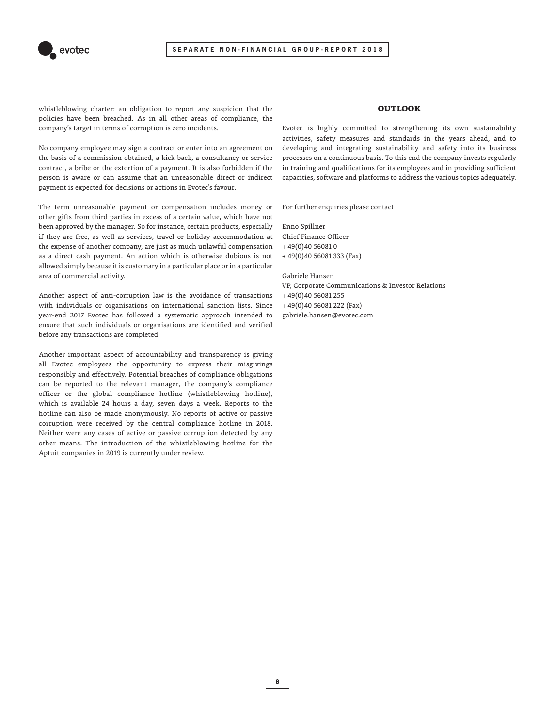whistleblowing charter: an obligation to report any suspicion that the policies have been breached. As in all other areas of compliance, the company's target in terms of corruption is zero incidents.

No company employee may sign a contract or enter into an agreement on the basis of a commission obtained, a kick-back, a consultancy or service contract, a bribe or the extortion of a payment. It is also forbidden if the person is aware or can assume that an unreasonable direct or indirect payment is expected for decisions or actions in Evotec's favour.

The term unreasonable payment or compensation includes money or other gifts from third parties in excess of a certain value, which have not been approved by the manager. So for instance, certain products, especially if they are free, as well as services, travel or holiday accommodation at the expense of another company, are just as much unlawful compensation as a direct cash payment. An action which is otherwise dubious is not allowed simply because it is customary in a particular place or in a particular area of commercial activity.

Another aspect of anti-corruption law is the avoidance of transactions with individuals or organisations on international sanction lists. Since year-end 2017 Evotec has followed a systematic approach intended to ensure that such individuals or organisations are identified and verified before any transactions are completed.

Another important aspect of accountability and transparency is giving all Evotec employees the opportunity to express their misgivings responsibly and effectively. Potential breaches of compliance obligations can be reported to the relevant manager, the company's compliance officer or the global compliance hotline (whistleblowing hotline), which is available 24 hours a day, seven days a week. Reports to the hotline can also be made anonymously. No reports of active or passive corruption were received by the central compliance hotline in 2018. Neither were any cases of active or passive corruption detected by any other means. The introduction of the whistleblowing hotline for the Aptuit companies in 2019 is currently under review.

## OUTLOOK

Evotec is highly committed to strengthening its own sustainability activities, safety measures and standards in the years ahead, and to developing and integrating sustainability and safety into its business processes on a continuous basis. To this end the company invests regularly in training and qualifications for its employees and in providing sufficient capacities, software and platforms to address the various topics adequately.

For further enquiries please contact

Enno Spillner
Chief Finance Officer
+ 49(0)40 56081 0
+ 49(0)40 56081 333 (Fax)

Gabriele Hansen
VP, Corporate Communications & Investor Relations
+ 49(0)40 56081 255
+ 49(0)40 56081 222 (Fax)
gabriele.hansen@evotec.com